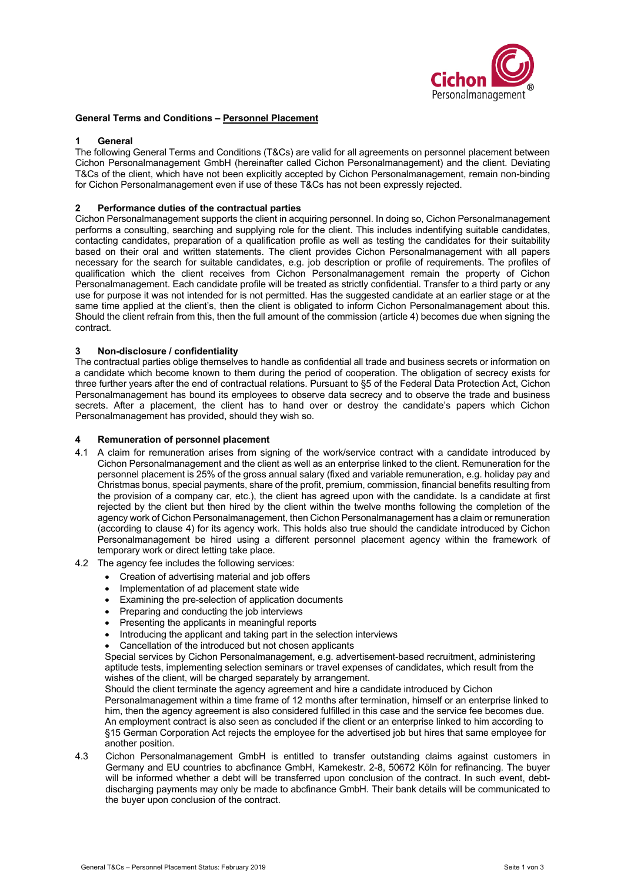## General Terms and Conditions – Personnel Placement

### 1 General

The following General Terms and Conditions (T&Cs) are valid for all agreements on personnel placement between Cichon Personalmanagement GmbH (hereinafter called Cichon Personalmanagement) and the client. Deviating T&Cs of the client, which have not been explicitly accepted by Cichon Personalmanagement, remain non-binding for Cichon Personalmanagement even if use of these T&Cs has not been expressly rejected.

### 2 Performance duties of the contractual parties

Cichon Personalmanagement supports the client in acquiring personnel. In doing so, Cichon Personalmanagement performs a consulting, searching and supplying role for the client. This includes indentifying suitable candidates, contacting candidates, preparation of a qualification profile as well as testing the candidates for their suitability based on their oral and written statements. The client provides Cichon Personalmanagement with all papers necessary for the search for suitable candidates, e.g. job description or profile of requirements. The profiles of qualification which the client receives from Cichon Personalmanagement remain the property of Cichon Personalmanagement. Each candidate profile will be treated as strictly confidential. Transfer to a third party or any use for purpose it was not intended for is not permitted. Has the suggested candidate at an earlier stage or at the same time applied at the client's, then the client is obligated to inform Cichon Personalmanagement about this. Should the client refrain from this, then the full amount of the commission (article 4) becomes due when signing the contract.

### 3 Non-disclosure / confidentiality

The contractual parties oblige themselves to handle as confidential all trade and business secrets or information on a candidate which become known to them during the period of cooperation. The obligation of secrecy exists for three further years after the end of contractual relations. Pursuant to §5 of the Federal Data Protection Act, Cichon Personalmanagement has bound its employees to observe data secrecy and to observe the trade and business secrets. After a placement, the client has to hand over or destroy the candidate's papers which Cichon Personalmanagement has provided, should they wish so.

### 4 Remuneration of personnel placement

4.1 A claim for remuneration arises from signing of the work/service contract with a candidate introduced by Cichon Personalmanagement and the client as well as an enterprise linked to the client. Remuneration for the personnel placement is 25% of the gross annual salary (fixed and variable remuneration, e.g. holiday pay and Christmas bonus, special payments, share of the profit, premium, commission, financial benefits resulting from the provision of a company car, etc.), the client has agreed upon with the candidate. Is a candidate at first rejected by the client but then hired by the client within the twelve months following the completion of the agency work of Cichon Personalmanagement, then Cichon Personalmanagement has a claim or remuneration (according to clause 4) for its agency work. This holds also true should the candidate introduced by Cichon Personalmanagement be hired using a different personnel placement agency within the framework of temporary work or direct letting take place.

4.2 The agency fee includes the following services:

- Creation of advertising material and job offers
- Implementation of ad placement state wide
- Examining the pre-selection of application documents
- Preparing and conducting the job interviews
- Presenting the applicants in meaningful reports
- Introducing the applicant and taking part in the selection interviews
- Cancellation of the introduced but not chosen applicants

Special services by Cichon Personalmanagement, e.g. advertisement-based recruitment, administering aptitude tests, implementing selection seminars or travel expenses of candidates, which result from the wishes of the client, will be charged separately by arrangement.

Should the client terminate the agency agreement and hire a candidate introduced by Cichon Personalmanagement within a time frame of 12 months after termination, himself or an enterprise linked to him, then the agency agreement is also considered fulfilled in this case and the service fee becomes due. An employment contract is also seen as concluded if the client or an enterprise linked to him according to §15 German Corporation Act rejects the employee for the advertised job but hires that same employee for another position.

4.3 Cichon Personalmanagement GmbH is entitled to transfer outstanding claims against customers in Germany and EU countries to abcfinance GmbH, Kamekestr. 2-8, 50672 Köln for refinancing. The buyer will be informed whether a debt will be transferred upon conclusion of the contract. In such event, debt-discharging payments may only be made to abcfinance GmbH. Their bank details will be communicated to the buyer upon conclusion of the contract.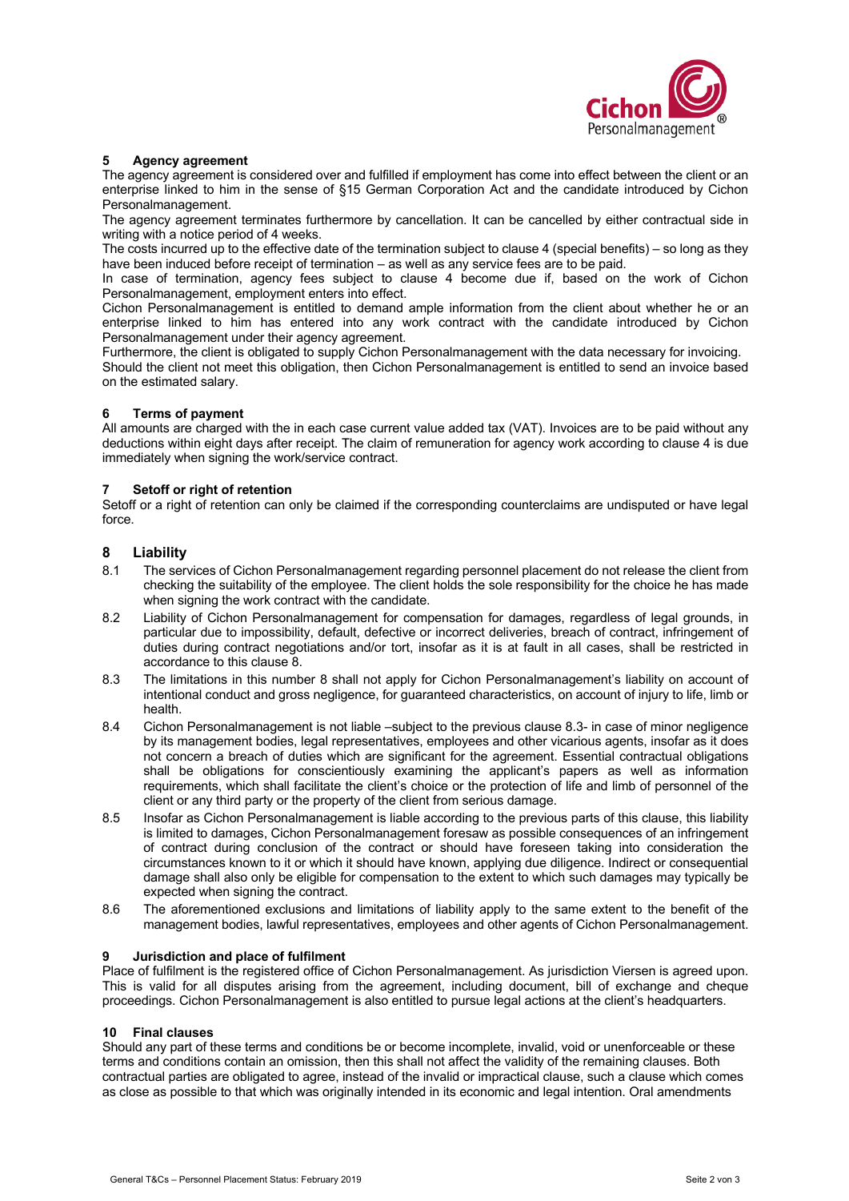## 5 Agency agreement

The agency agreement is considered over and fulfilled if employment has come into effect between the client or an enterprise linked to him in the sense of §15 German Corporation Act and the candidate introduced by Cichon Personalmanagement.

The agency agreement terminates furthermore by cancellation. It can be cancelled by either contractual side in writing with a notice period of 4 weeks.

The costs incurred up to the effective date of the termination subject to clause 4 (special benefits) – so long as they have been induced before receipt of termination – as well as any service fees are to be paid.

In case of termination, agency fees subject to clause 4 become due if, based on the work of Cichon Personalmanagement, employment enters into effect.

Cichon Personalmanagement is entitled to demand ample information from the client about whether he or an enterprise linked to him has entered into any work contract with the candidate introduced by Cichon Personalmanagement under their agency agreement.

Furthermore, the client is obligated to supply Cichon Personalmanagement with the data necessary for invoicing.

Should the client not meet this obligation, then Cichon Personalmanagement is entitled to send an invoice based on the estimated salary.

## 6 Terms of payment

All amounts are charged with the in each case current value added tax (VAT). Invoices are to be paid without any deductions within eight days after receipt. The claim of remuneration for agency work according to clause 4 is due immediately when signing the work/service contract.

## 7 Setoff or right of retention

Setoff or a right of retention can only be claimed if the corresponding counterclaims are undisputed or have legal force.

## 8 Liability

8.1 The services of Cichon Personalmanagement regarding personnel placement do not release the client from checking the suitability of the employee. The client holds the sole responsibility for the choice he has made when signing the work contract with the candidate.

8.2 Liability of Cichon Personalmanagement for compensation for damages, regardless of legal grounds, in particular due to impossibility, default, defective or incorrect deliveries, breach of contract, infringement of duties during contract negotiations and/or tort, insofar as it is at fault in all cases, shall be restricted in accordance to this clause 8.

8.3 The limitations in this number 8 shall not apply for Cichon Personalmanagement's liability on account of intentional conduct and gross negligence, for guaranteed characteristics, on account of injury to life, limb or health.

8.4 Cichon Personalmanagement is not liable –subject to the previous clause 8.3- in case of minor negligence by its management bodies, legal representatives, employees and other vicarious agents, insofar as it does not concern a breach of duties which are significant for the agreement. Essential contractual obligations shall be obligations for conscientiously examining the applicant's papers as well as information requirements, which shall facilitate the client's choice or the protection of life and limb of personnel of the client or any third party or the property of the client from serious damage.

8.5 Insofar as Cichon Personalmanagement is liable according to the previous parts of this clause, this liability is limited to damages, Cichon Personalmanagement foresaw as possible consequences of an infringement of contract during conclusion of the contract or should have foreseen taking into consideration the circumstances known to it or which it should have known, applying due diligence. Indirect or consequential damage shall also only be eligible for compensation to the extent to which such damages may typically be expected when signing the contract.

8.6 The aforementioned exclusions and limitations of liability apply to the same extent to the benefit of the management bodies, lawful representatives, employees and other agents of Cichon Personalmanagement.

## 9 Jurisdiction and place of fulfilment

Place of fulfilment is the registered office of Cichon Personalmanagement. As jurisdiction Viersen is agreed upon. This is valid for all disputes arising from the agreement, including document, bill of exchange and cheque proceedings. Cichon Personalmanagement is also entitled to pursue legal actions at the client's headquarters.

## 10 Final clauses

Should any part of these terms and conditions be or become incomplete, invalid, void or unenforceable or these terms and conditions contain an omission, then this shall not affect the validity of the remaining clauses. Both contractual parties are obligated to agree, instead of the invalid or impractical clause, such a clause which comes as close as possible to that which was originally intended in its economic and legal intention. Oral amendments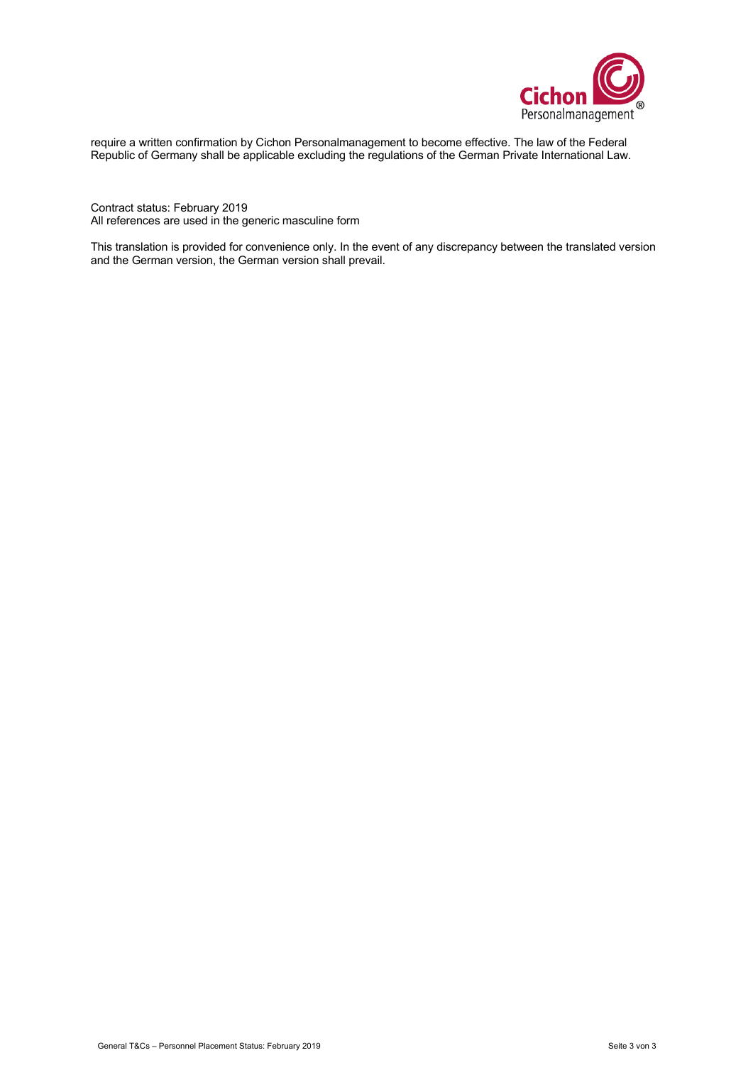require a written confirmation by Cichon Personalmanagement to become effective. The law of the Federal Republic of Germany shall be applicable excluding the regulations of the German Private International Law.

Contract status: February 2019
All references are used in the generic masculine form

This translation is provided for convenience only. In the event of any discrepancy between the translated version and the German version, the German version shall prevail.